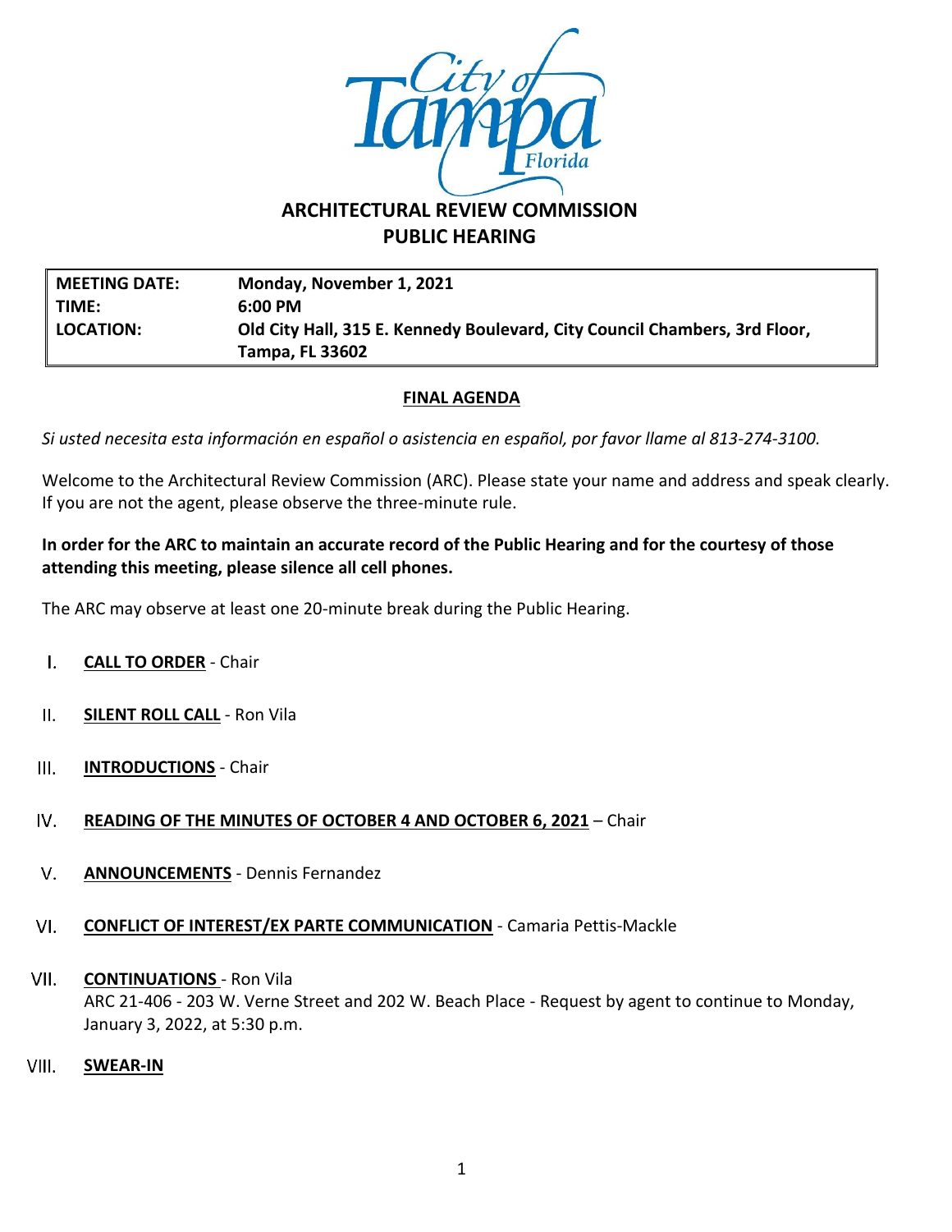# ARCHITECTURAL REVIEW COMMISSION
## PUBLIC HEARING

| | |
|---|---|
| **MEETING DATE:** | **Monday, November 1, 2021** |
| **TIME:** | **6:00 PM** |
| **LOCATION:** | **Old City Hall, 315 E. Kennedy Boulevard, City Council Chambers, 3rd Floor, Tampa, FL 33602** |

**FINAL AGENDA**

*Si usted necesita esta información en español o asistencia en español, por favor llame al 813-274-3100.*

Welcome to the Architectural Review Commission (ARC). Please state your name and address and speak clearly. If you are not the agent, please observe the three-minute rule.

**In order for the ARC to maintain an accurate record of the Public Hearing and for the courtesy of those attending this meeting, please silence all cell phones.**

The ARC may observe at least one 20-minute break during the Public Hearing.

I. **CALL TO ORDER** - Chair

II. **SILENT ROLL CALL** - Ron Vila

III. **INTRODUCTIONS** - Chair

IV. **READING OF THE MINUTES OF OCTOBER 4 AND OCTOBER 6, 2021** – Chair

V. **ANNOUNCEMENTS** - Dennis Fernandez

VI. **CONFLICT OF INTEREST/EX PARTE COMMUNICATION** - Camaria Pettis-Mackle

VII. **CONTINUATIONS** - Ron Vila
ARC 21-406 - 203 W. Verne Street and 202 W. Beach Place - Request by agent to continue to Monday, January 3, 2022, at 5:30 p.m.

VIII. **SWEAR-IN**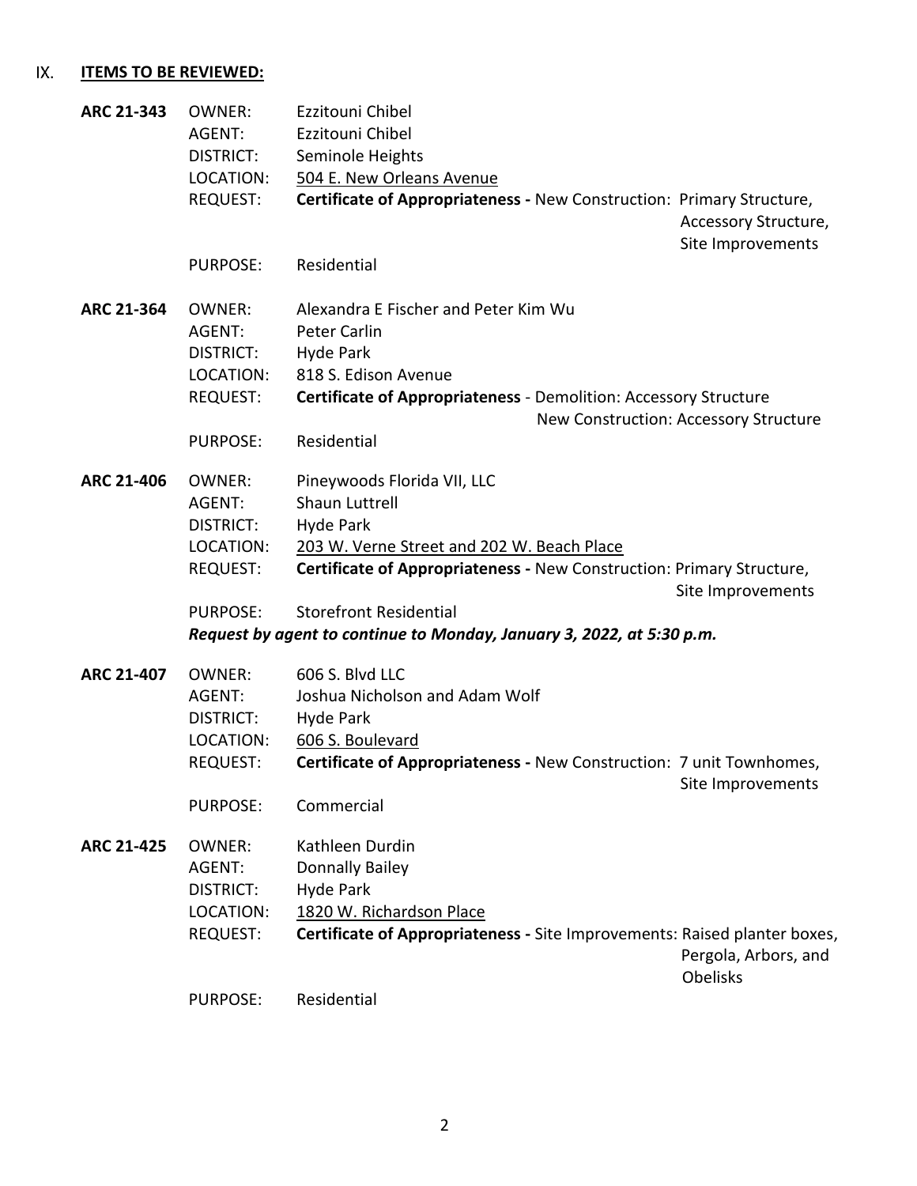## IX. **ITEMS TO BE REVIEWED:**

**ARC 21-343**
OWNER: Ezzitouni Chibel
AGENT: Ezzitouni Chibel
DISTRICT: Seminole Heights
LOCATION: 504 E. New Orleans Avenue
REQUEST: **Certificate of Appropriateness -** New Construction: Primary Structure, Accessory Structure, Site Improvements
PURPOSE: Residential

**ARC 21-364**
OWNER: Alexandra E Fischer and Peter Kim Wu
AGENT: Peter Carlin
DISTRICT: Hyde Park
LOCATION: 818 S. Edison Avenue
REQUEST: **Certificate of Appropriateness** - Demolition: Accessory Structure
New Construction: Accessory Structure
PURPOSE: Residential

**ARC 21-406**
OWNER: Pineywoods Florida VII, LLC
AGENT: Shaun Luttrell
DISTRICT: Hyde Park
LOCATION: 203 W. Verne Street and 202 W. Beach Place
REQUEST: **Certificate of Appropriateness -** New Construction: Primary Structure, Site Improvements
PURPOSE: Storefront Residential
***Request by agent to continue to Monday, January 3, 2022, at 5:30 p.m.***

**ARC 21-407**
OWNER: 606 S. Blvd LLC
AGENT: Joshua Nicholson and Adam Wolf
DISTRICT: Hyde Park
LOCATION: 606 S. Boulevard
REQUEST: **Certificate of Appropriateness -** New Construction: 7 unit Townhomes, Site Improvements
PURPOSE: Commercial

**ARC 21-425**
OWNER: Kathleen Durdin
AGENT: Donnally Bailey
DISTRICT: Hyde Park
LOCATION: 1820 W. Richardson Place
REQUEST: **Certificate of Appropriateness -** Site Improvements: Raised planter boxes, Pergola, Arbors, and Obelisks
PURPOSE: Residential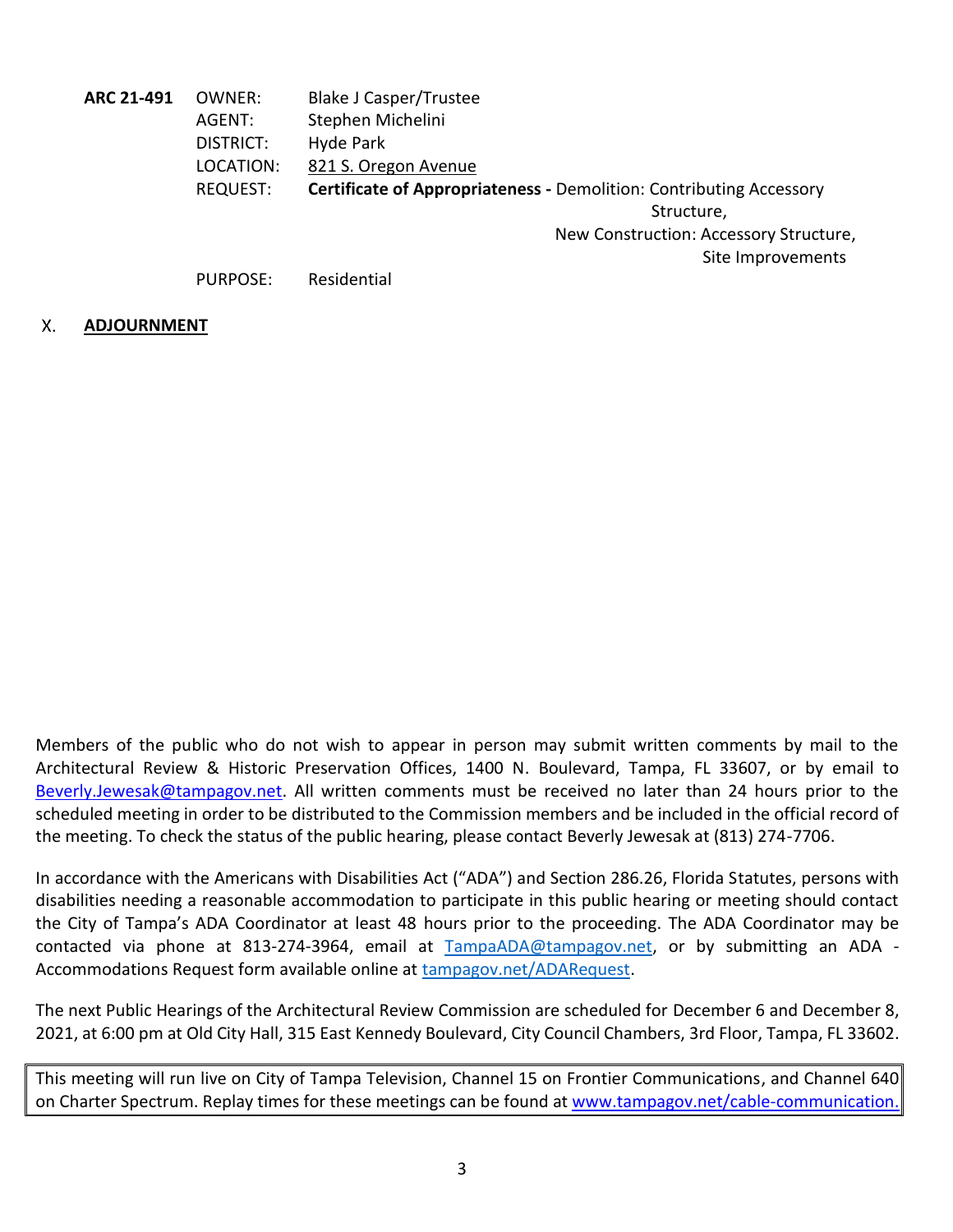| | | |
|---|---|---|
| **ARC 21-491** | OWNER: | Blake J Casper/Trustee |
| | AGENT: | Stephen Michelini |
| | DISTRICT: | Hyde Park |
| | LOCATION: | 821 S. Oregon Avenue |
| | REQUEST: | **Certificate of Appropriateness -** Demolition: Contributing Accessory Structure, New Construction: Accessory Structure, Site Improvements |
| | PURPOSE: | Residential |

## X. ADJOURNMENT

Members of the public who do not wish to appear in person may submit written comments by mail to the Architectural Review & Historic Preservation Offices, 1400 N. Boulevard, Tampa, FL 33607, or by email to Beverly.Jewesak@tampagov.net. All written comments must be received no later than 24 hours prior to the scheduled meeting in order to be distributed to the Commission members and be included in the official record of the meeting. To check the status of the public hearing, please contact Beverly Jewesak at (813) 274-7706.

In accordance with the Americans with Disabilities Act ("ADA") and Section 286.26, Florida Statutes, persons with disabilities needing a reasonable accommodation to participate in this public hearing or meeting should contact the City of Tampa's ADA Coordinator at least 48 hours prior to the proceeding. The ADA Coordinator may be contacted via phone at 813-274-3964, email at TampaADA@tampagov.net, or by submitting an ADA - Accommodations Request form available online at tampagov.net/ADARequest.

The next Public Hearings of the Architectural Review Commission are scheduled for December 6 and December 8, 2021, at 6:00 pm at Old City Hall, 315 East Kennedy Boulevard, City Council Chambers, 3rd Floor, Tampa, FL 33602.

This meeting will run live on City of Tampa Television, Channel 15 on Frontier Communications, and Channel 640 on Charter Spectrum. Replay times for these meetings can be found at www.tampagov.net/cable-communication.